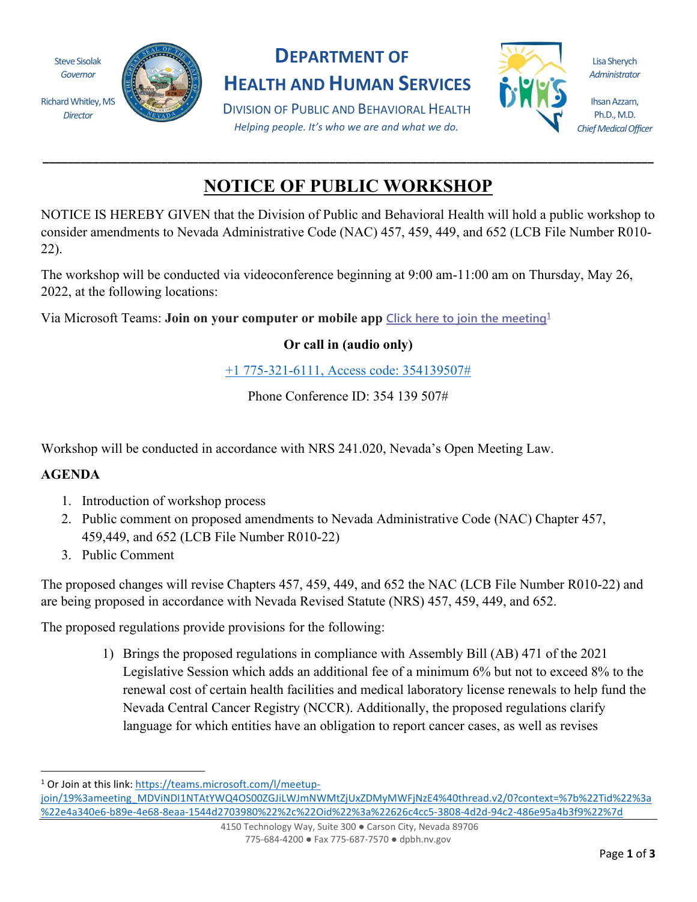Steve Sisolak
*Governor*

Richard Whitley, MS
*Director*

# DEPARTMENT OF HEALTH AND HUMAN SERVICES

DIVISION OF PUBLIC AND BEHAVIORAL HEALTH

*Helping people. It's who we are and what we do.*

Lisa Sherych
*Administrator*

Ihsan Azzam, Ph.D., M.D.
*Chief Medical Officer*

---

## NOTICE OF PUBLIC WORKSHOP

NOTICE IS HEREBY GIVEN that the Division of Public and Behavioral Health will hold a public workshop to consider amendments to Nevada Administrative Code (NAC) 457, 459, 449, and 652 (LCB File Number R010-22).

The workshop will be conducted via videoconference beginning at 9:00 am-11:00 am on Thursday, May 26, 2022, at the following locations:

Via Microsoft Teams: **Join on your computer or mobile app** Click here to join the meeting[1]

**Or call in (audio only)**

+1 775-321-6111, Access code: 354139507#

Phone Conference ID: 354 139 507#

Workshop will be conducted in accordance with NRS 241.020, Nevada's Open Meeting Law.

**AGENDA**

1. Introduction of workshop process
2. Public comment on proposed amendments to Nevada Administrative Code (NAC) Chapter 457, 459,449, and 652 (LCB File Number R010-22)
3. Public Comment

The proposed changes will revise Chapters 457, 459, 449, and 652 the NAC (LCB File Number R010-22) and are being proposed in accordance with Nevada Revised Statute (NRS) 457, 459, 449, and 652.

The proposed regulations provide provisions for the following:

1) Brings the proposed regulations in compliance with Assembly Bill (AB) 471 of the 2021 Legislative Session which adds an additional fee of a minimum 6% but not to exceed 8% to the renewal cost of certain health facilities and medical laboratory license renewals to help fund the Nevada Central Cancer Registry (NCCR). Additionally, the proposed regulations clarify language for which entities have an obligation to report cancer cases, as well as revises

---

[1] Or Join at this link: https://teams.microsoft.com/l/meetup-join/19%3ameeting_MDViNDI1NTAtYWQ4OS00ZGJiLWJmNWMtZjUxZDMyMWFjNzE4%40thread.v2/0?context=%7b%22Tid%22%3a%22e4a340e6-b89e-4e68-8eaa-1544d2703980%22%2c%22Oid%22%3a%22626c4cc5-3808-4d2d-94c2-486e95a4b3f9%22%7d

4150 Technology Way, Suite 300 ● Carson City, Nevada 89706
775-684-4200 ● Fax 775-687-7570 ● dpbh.nv.gov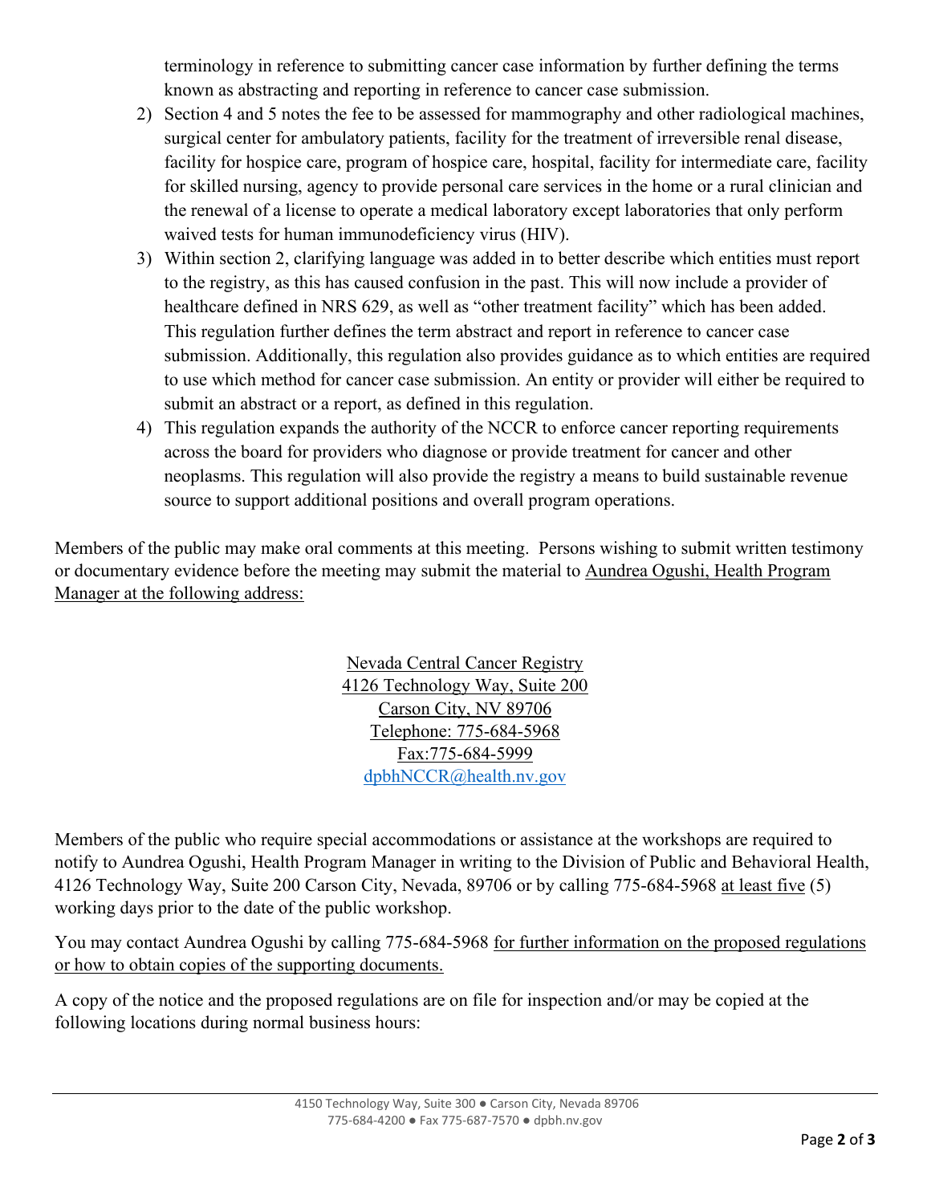terminology in reference to submitting cancer case information by further defining the terms known as abstracting and reporting in reference to cancer case submission.

2) Section 4 and 5 notes the fee to be assessed for mammography and other radiological machines, surgical center for ambulatory patients, facility for the treatment of irreversible renal disease, facility for hospice care, program of hospice care, hospital, facility for intermediate care, facility for skilled nursing, agency to provide personal care services in the home or a rural clinician and the renewal of a license to operate a medical laboratory except laboratories that only perform waived tests for human immunodeficiency virus (HIV).
3) Within section 2, clarifying language was added in to better describe which entities must report to the registry, as this has caused confusion in the past. This will now include a provider of healthcare defined in NRS 629, as well as "other treatment facility" which has been added. This regulation further defines the term abstract and report in reference to cancer case submission. Additionally, this regulation also provides guidance as to which entities are required to use which method for cancer case submission. An entity or provider will either be required to submit an abstract or a report, as defined in this regulation.
4) This regulation expands the authority of the NCCR to enforce cancer reporting requirements across the board for providers who diagnose or provide treatment for cancer and other neoplasms. This regulation will also provide the registry a means to build sustainable revenue source to support additional positions and overall program operations.

Members of the public may make oral comments at this meeting. Persons wishing to submit written testimony or documentary evidence before the meeting may submit the material to Aundrea Ogushi, Health Program Manager at the following address:

Nevada Central Cancer Registry
4126 Technology Way, Suite 200
Carson City, NV 89706
Telephone: 775-684-5968
Fax:775-684-5999
dpbhNCCR@health.nv.gov

Members of the public who require special accommodations or assistance at the workshops are required to notify to Aundrea Ogushi, Health Program Manager in writing to the Division of Public and Behavioral Health, 4126 Technology Way, Suite 200 Carson City, Nevada, 89706 or by calling 775-684-5968 at least five (5) working days prior to the date of the public workshop.

You may contact Aundrea Ogushi by calling 775-684-5968 for further information on the proposed regulations or how to obtain copies of the supporting documents.

A copy of the notice and the proposed regulations are on file for inspection and/or may be copied at the following locations during normal business hours: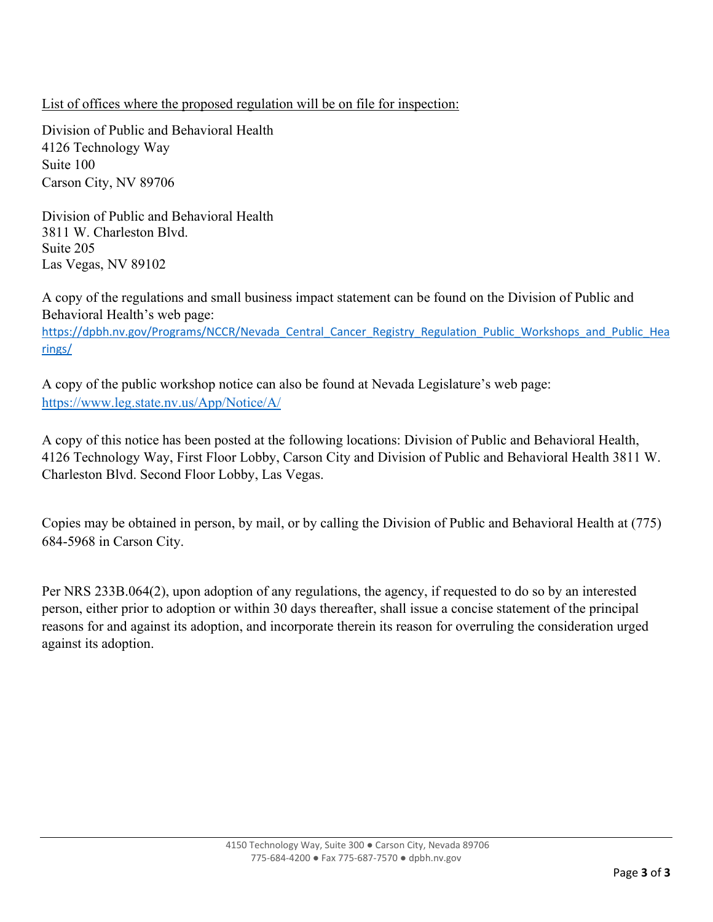List of offices where the proposed regulation will be on file for inspection:

Division of Public and Behavioral Health
4126 Technology Way
Suite 100
Carson City, NV 89706

Division of Public and Behavioral Health
3811 W. Charleston Blvd.
Suite 205
Las Vegas, NV 89102

A copy of the regulations and small business impact statement can be found on the Division of Public and Behavioral Health's web page:
https://dpbh.nv.gov/Programs/NCCR/Nevada_Central_Cancer_Registry_Regulation_Public_Workshops_and_Public_Hearings/

A copy of the public workshop notice can also be found at Nevada Legislature's web page:
https://www.leg.state.nv.us/App/Notice/A/

A copy of this notice has been posted at the following locations: Division of Public and Behavioral Health, 4126 Technology Way, First Floor Lobby, Carson City and Division of Public and Behavioral Health 3811 W. Charleston Blvd. Second Floor Lobby, Las Vegas.

Copies may be obtained in person, by mail, or by calling the Division of Public and Behavioral Health at (775) 684-5968 in Carson City.

Per NRS 233B.064(2), upon adoption of any regulations, the agency, if requested to do so by an interested person, either prior to adoption or within 30 days thereafter, shall issue a concise statement of the principal reasons for and against its adoption, and incorporate therein its reason for overruling the consideration urged against its adoption.